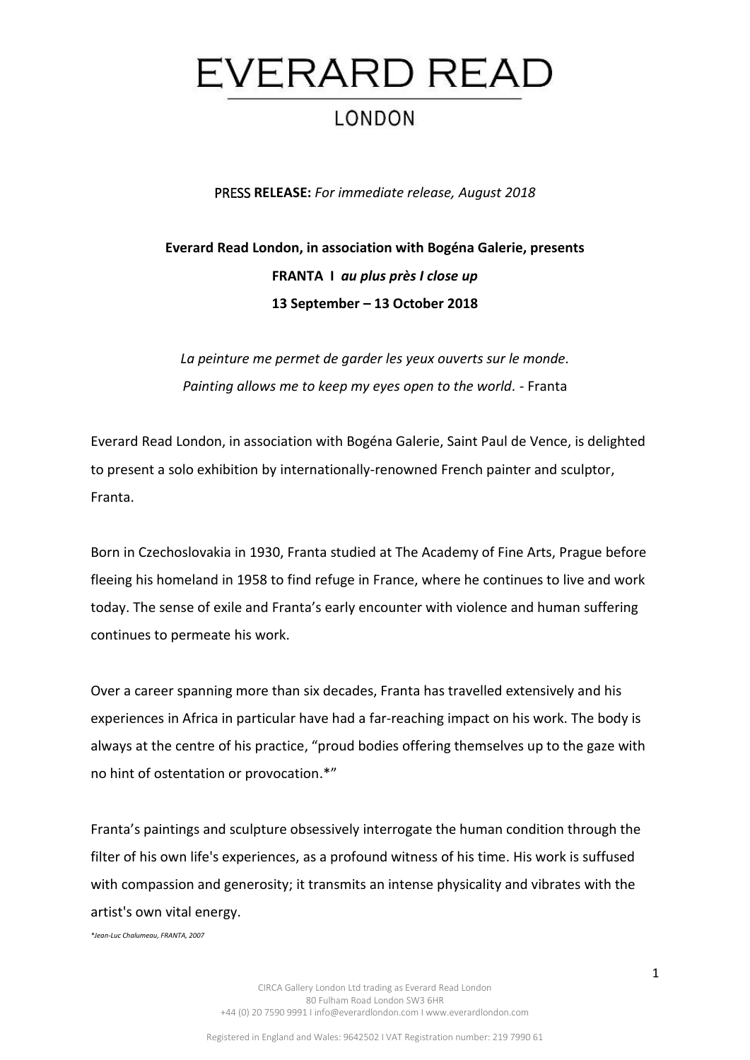# EVERARD READ

## LONDON

PRESS **RELEASE:** *For immediate release, August 2018*

**Everard Read London, in association with Bogéna Galerie, presents**

**FRANTA I *au plus près I close up***

**13 September – 13 October 2018**

*La peinture me permet de garder les yeux ouverts sur le monde.*
*Painting allows me to keep my eyes open to the world.* - Franta

Everard Read London, in association with Bogéna Galerie, Saint Paul de Vence, is delighted to present a solo exhibition by internationally-renowned French painter and sculptor, Franta.

Born in Czechoslovakia in 1930, Franta studied at The Academy of Fine Arts, Prague before fleeing his homeland in 1958 to find refuge in France, where he continues to live and work today. The sense of exile and Franta's early encounter with violence and human suffering continues to permeate his work.

Over a career spanning more than six decades, Franta has travelled extensively and his experiences in Africa in particular have had a far-reaching impact on his work. The body is always at the centre of his practice, "proud bodies offering themselves up to the gaze with no hint of ostentation or provocation.*"

Franta's paintings and sculpture obsessively interrogate the human condition through the filter of his own life's experiences, as a profound witness of his time. His work is suffused with compassion and generosity; it transmits an intense physicality and vibrates with the artist's own vital energy.

*\*Jean-Luc Chalumeau, FRANTA, 2007*

CIRCA Gallery London Ltd trading as Everard Read London
80 Fulham Road London SW3 6HR
+44 (0) 20 7590 9991 I info@everardlondon.com I www.everardlondon.com

Registered in England and Wales: 9642502 I VAT Registration number: 219 7990 61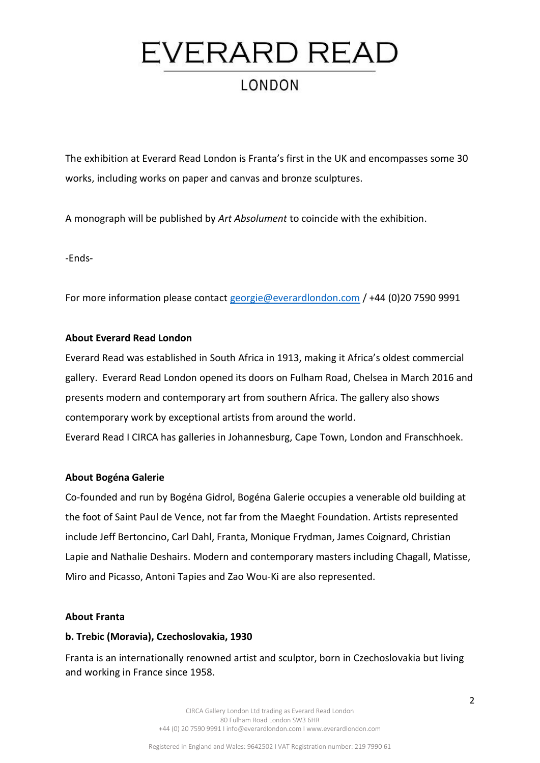The exhibition at Everard Read London is Franta's first in the UK and encompasses some 30 works, including works on paper and canvas and bronze sculptures.

A monograph will be published by *Art Absolument* to coincide with the exhibition.

-Ends-

For more information please contact georgie@everardlondon.com / +44 (0)20 7590 9991

**About Everard Read London**

Everard Read was established in South Africa in 1913, making it Africa's oldest commercial gallery. Everard Read London opened its doors on Fulham Road, Chelsea in March 2016 and presents modern and contemporary art from southern Africa. The gallery also shows contemporary work by exceptional artists from around the world.

Everard Read I CIRCA has galleries in Johannesburg, Cape Town, London and Franschhoek.

**About Bogéna Galerie**

Co-founded and run by Bogéna Gidrol, Bogéna Galerie occupies a venerable old building at the foot of Saint Paul de Vence, not far from the Maeght Foundation. Artists represented include Jeff Bertoncino, Carl Dahl, Franta, Monique Frydman, James Coignard, Christian Lapie and Nathalie Deshairs. Modern and contemporary masters including Chagall, Matisse, Miro and Picasso, Antoni Tapies and Zao Wou-Ki are also represented.

**About Franta**

**b. Trebic (Moravia), Czechoslovakia, 1930**

Franta is an internationally renowned artist and sculptor, born in Czechoslovakia but living and working in France since 1958.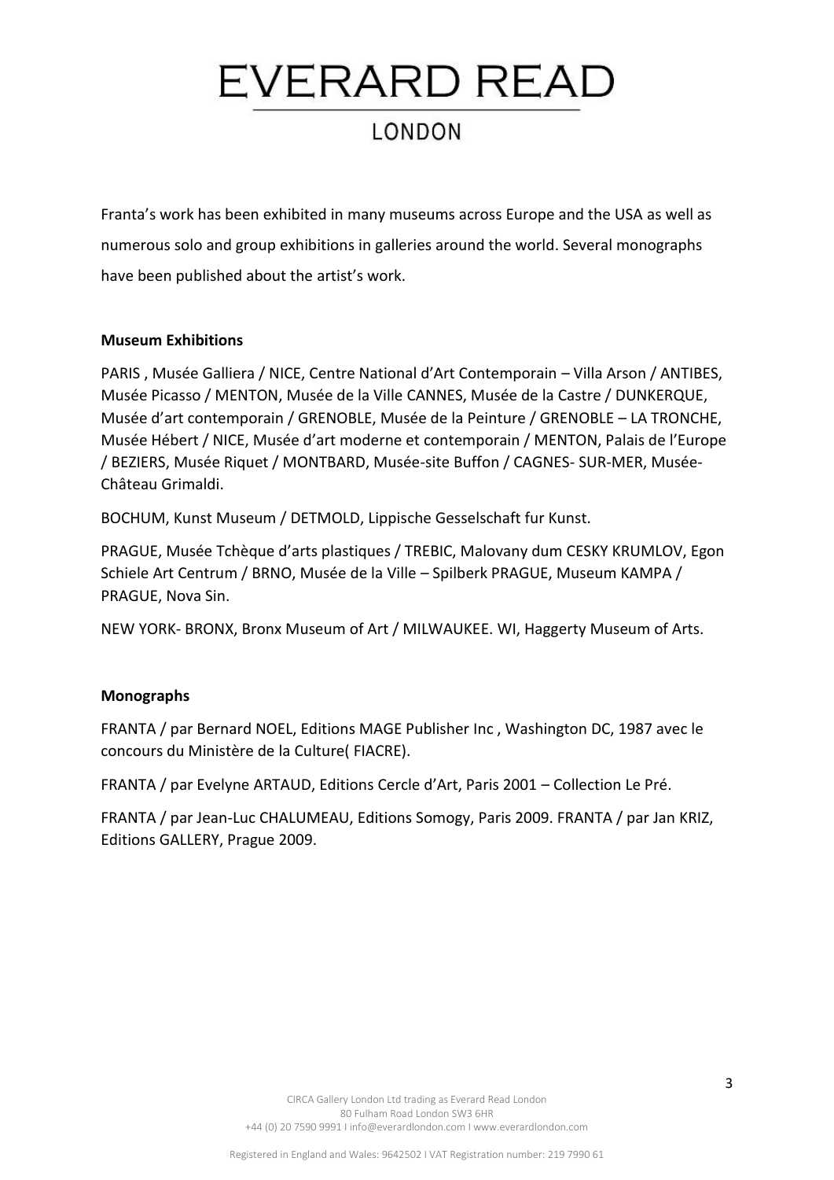Franta's work has been exhibited in many museums across Europe and the USA as well as numerous solo and group exhibitions in galleries around the world. Several monographs have been published about the artist's work.

**Museum Exhibitions**

PARIS , Musée Galliera / NICE, Centre National d'Art Contemporain – Villa Arson / ANTIBES, Musée Picasso / MENTON, Musée de la Ville CANNES, Musée de la Castre / DUNKERQUE, Musée d'art contemporain / GRENOBLE, Musée de la Peinture / GRENOBLE – LA TRONCHE, Musée Hébert / NICE, Musée d'art moderne et contemporain / MENTON, Palais de l'Europe / BEZIERS, Musée Riquet / MONTBARD, Musée-site Buffon / CAGNES- SUR-MER, Musée-Château Grimaldi.

BOCHUM, Kunst Museum / DETMOLD, Lippische Gesselschaft fur Kunst.

PRAGUE, Musée Tchèque d'arts plastiques / TREBIC, Malovany dum CESKY KRUMLOV, Egon Schiele Art Centrum / BRNO, Musée de la Ville – Spilberk PRAGUE, Museum KAMPA / PRAGUE, Nova Sin.

NEW YORK- BRONX, Bronx Museum of Art / MILWAUKEE. WI, Haggerty Museum of Arts.

**Monographs**

FRANTA / par Bernard NOEL, Editions MAGE Publisher Inc , Washington DC, 1987 avec le concours du Ministère de la Culture( FIACRE).

FRANTA / par Evelyne ARTAUD, Editions Cercle d'Art, Paris 2001 – Collection Le Pré.

FRANTA / par Jean-Luc CHALUMEAU, Editions Somogy, Paris 2009. FRANTA / par Jan KRIZ, Editions GALLERY, Prague 2009.